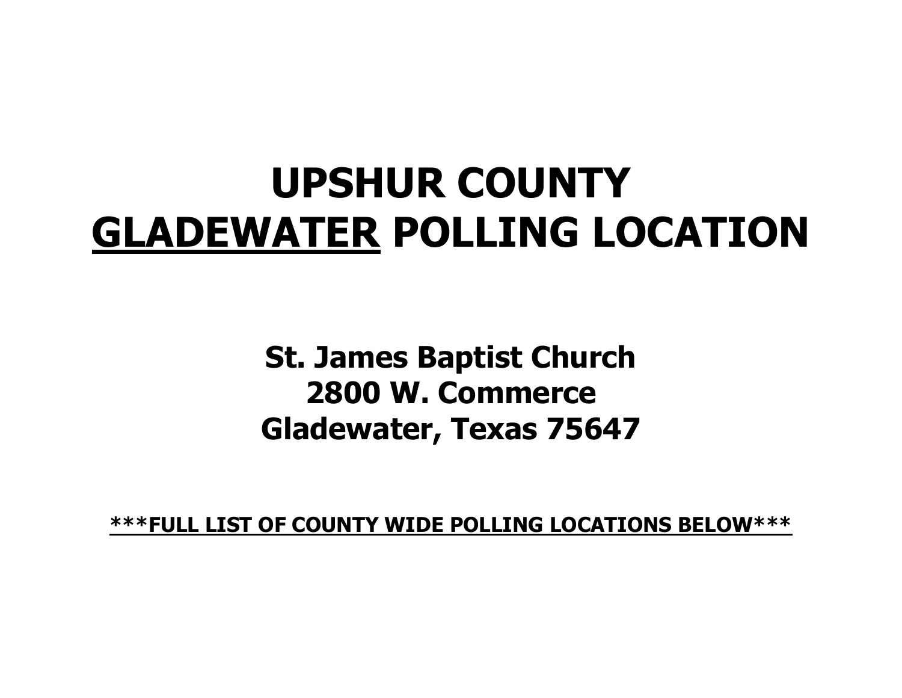# UPSHUR COUNTY
# <u>GLADEWATER</u> POLLING LOCATION

**St. James Baptist Church**
**2800 W. Commerce**
**Gladewater, Texas 75647**

**<u>***FULL LIST OF COUNTY WIDE POLLING LOCATIONS BELOW***</u>**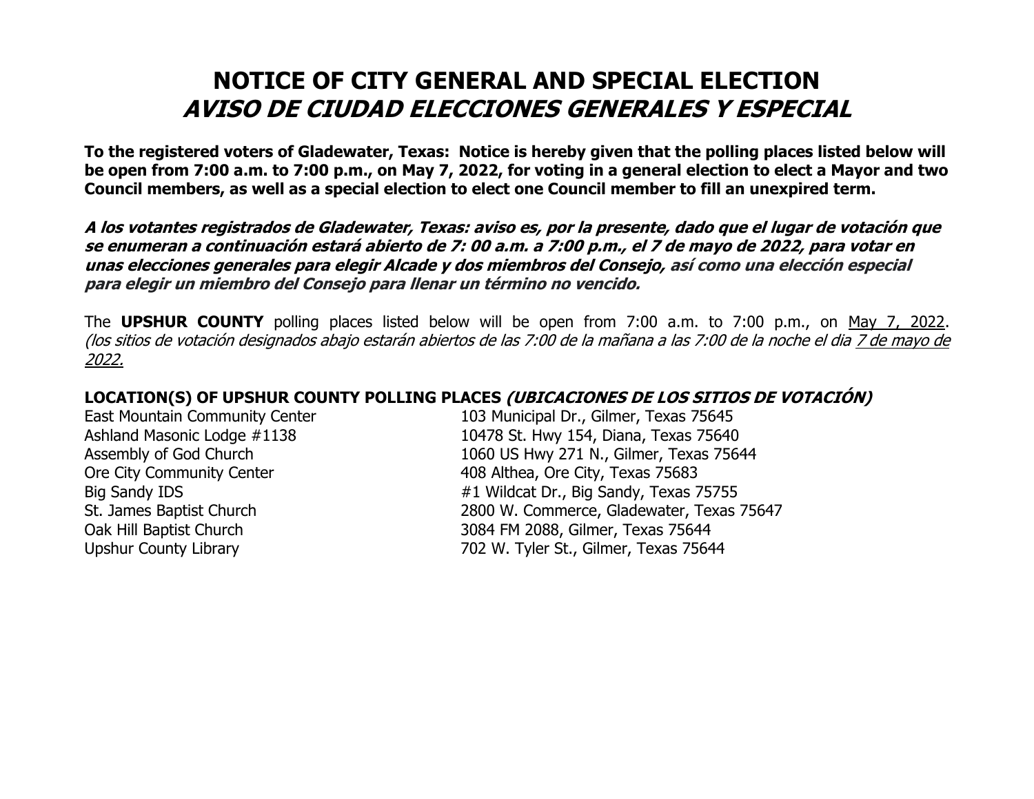# NOTICE OF CITY GENERAL AND SPECIAL ELECTION
# *AVISO DE CIUDAD ELECCIONES GENERALES Y ESPECIAL*

**To the registered voters of Gladewater, Texas: Notice is hereby given that the polling places listed below will be open from 7:00 a.m. to 7:00 p.m., on May 7, 2022, for voting in a general election to elect a Mayor and two Council members, as well as a special election to elect one Council member to fill an unexpired term.**

***A los votantes registrados de Gladewater, Texas: aviso es, por la presente, dado que el lugar de votación que se enumeran a continuación estará abierto de 7: 00 a.m. a 7:00 p.m., el 7 de mayo de 2022, para votar en unas elecciones generales para elegir Alcade y dos miembros del Consejo, así como una elección especial para elegir un miembro del Consejo para llenar un término no vencido.***

The **UPSHUR COUNTY** polling places listed below will be open from 7:00 a.m. to 7:00 p.m., on May 7, 2022. *(los sitios de votación designados abajo estarán abiertos de las 7:00 de la mañana a las 7:00 de la noche el dia 7 de mayo de 2022.*

**LOCATION(S) OF UPSHUR COUNTY POLLING PLACES *(UBICACIONES DE LOS SITIOS DE VOTACIÓN)***

| | |
|---|---|
| East Mountain Community Center | 103 Municipal Dr., Gilmer, Texas 75645 |
| Ashland Masonic Lodge #1138 | 10478 St. Hwy 154, Diana, Texas 75640 |
| Assembly of God Church | 1060 US Hwy 271 N., Gilmer, Texas 75644 |
| Ore City Community Center | 408 Althea, Ore City, Texas 75683 |
| Big Sandy IDS | #1 Wildcat Dr., Big Sandy, Texas 75755 |
| St. James Baptist Church | 2800 W. Commerce, Gladewater, Texas 75647 |
| Oak Hill Baptist Church | 3084 FM 2088, Gilmer, Texas 75644 |
| Upshur County Library | 702 W. Tyler St., Gilmer, Texas 75644 |